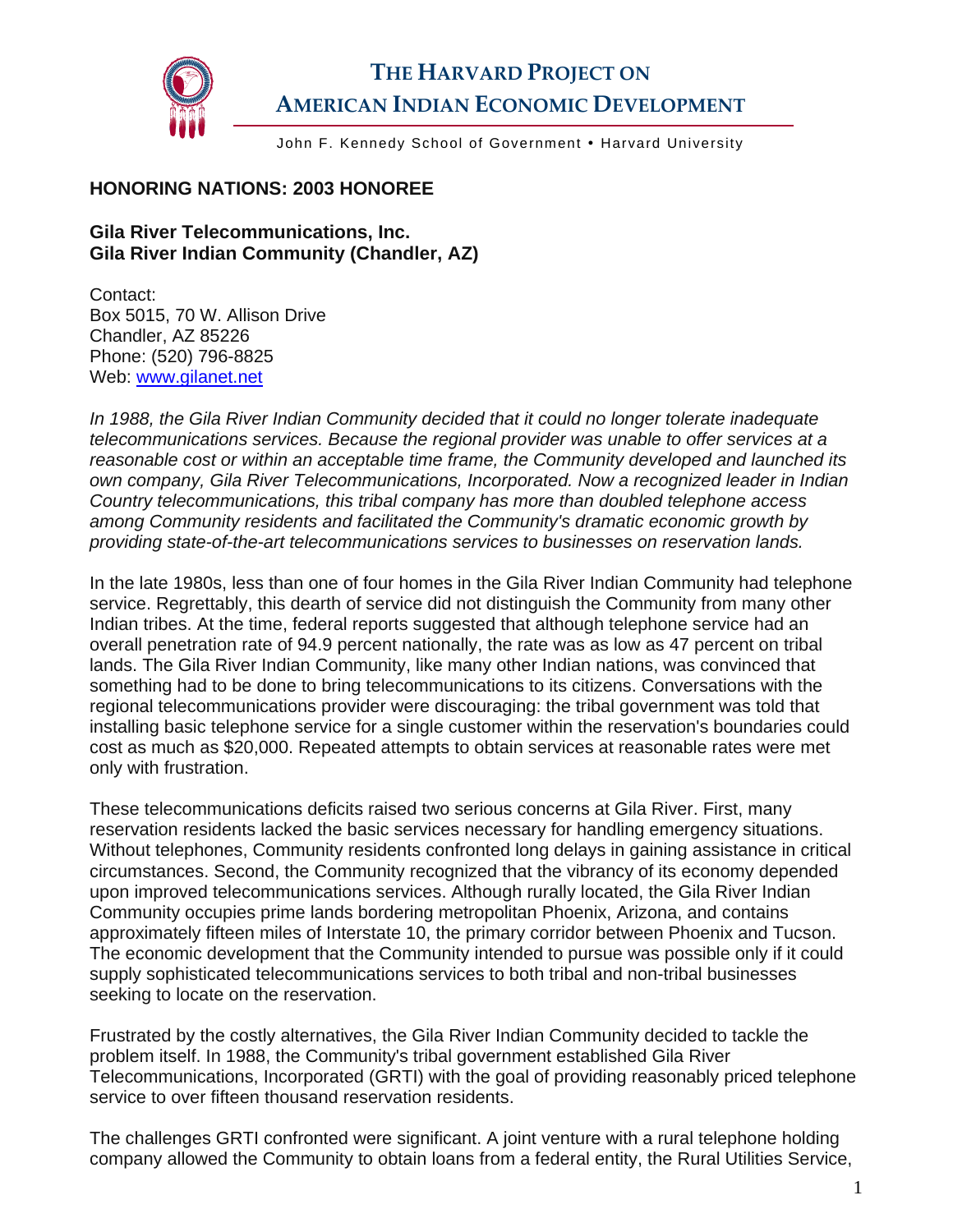# THE HARVARD PROJECT ON AMERICAN INDIAN ECONOMIC DEVELOPMENT

John F. Kennedy School of Government • Harvard University

## HONORING NATIONS: 2003 HONOREE

### Gila River Telecommunications, Inc.
### Gila River Indian Community (Chandler, AZ)

Contact:
Box 5015, 70 W. Allison Drive
Chandler, AZ 85226
Phone: (520) 796-8825
Web: www.gilanet.net

*In 1988, the Gila River Indian Community decided that it could no longer tolerate inadequate telecommunications services. Because the regional provider was unable to offer services at a reasonable cost or within an acceptable time frame, the Community developed and launched its own company, Gila River Telecommunications, Incorporated. Now a recognized leader in Indian Country telecommunications, this tribal company has more than doubled telephone access among Community residents and facilitated the Community's dramatic economic growth by providing state-of-the-art telecommunications services to businesses on reservation lands.*

In the late 1980s, less than one of four homes in the Gila River Indian Community had telephone service. Regrettably, this dearth of service did not distinguish the Community from many other Indian tribes. At the time, federal reports suggested that although telephone service had an overall penetration rate of 94.9 percent nationally, the rate was as low as 47 percent on tribal lands. The Gila River Indian Community, like many other Indian nations, was convinced that something had to be done to bring telecommunications to its citizens. Conversations with the regional telecommunications provider were discouraging: the tribal government was told that installing basic telephone service for a single customer within the reservation's boundaries could cost as much as $20,000. Repeated attempts to obtain services at reasonable rates were met only with frustration.

These telecommunications deficits raised two serious concerns at Gila River. First, many reservation residents lacked the basic services necessary for handling emergency situations. Without telephones, Community residents confronted long delays in gaining assistance in critical circumstances. Second, the Community recognized that the vibrancy of its economy depended upon improved telecommunications services. Although rurally located, the Gila River Indian Community occupies prime lands bordering metropolitan Phoenix, Arizona, and contains approximately fifteen miles of Interstate 10, the primary corridor between Phoenix and Tucson. The economic development that the Community intended to pursue was possible only if it could supply sophisticated telecommunications services to both tribal and non-tribal businesses seeking to locate on the reservation.

Frustrated by the costly alternatives, the Gila River Indian Community decided to tackle the problem itself. In 1988, the Community's tribal government established Gila River Telecommunications, Incorporated (GRTI) with the goal of providing reasonably priced telephone service to over fifteen thousand reservation residents.

The challenges GRTI confronted were significant. A joint venture with a rural telephone holding company allowed the Community to obtain loans from a federal entity, the Rural Utilities Service,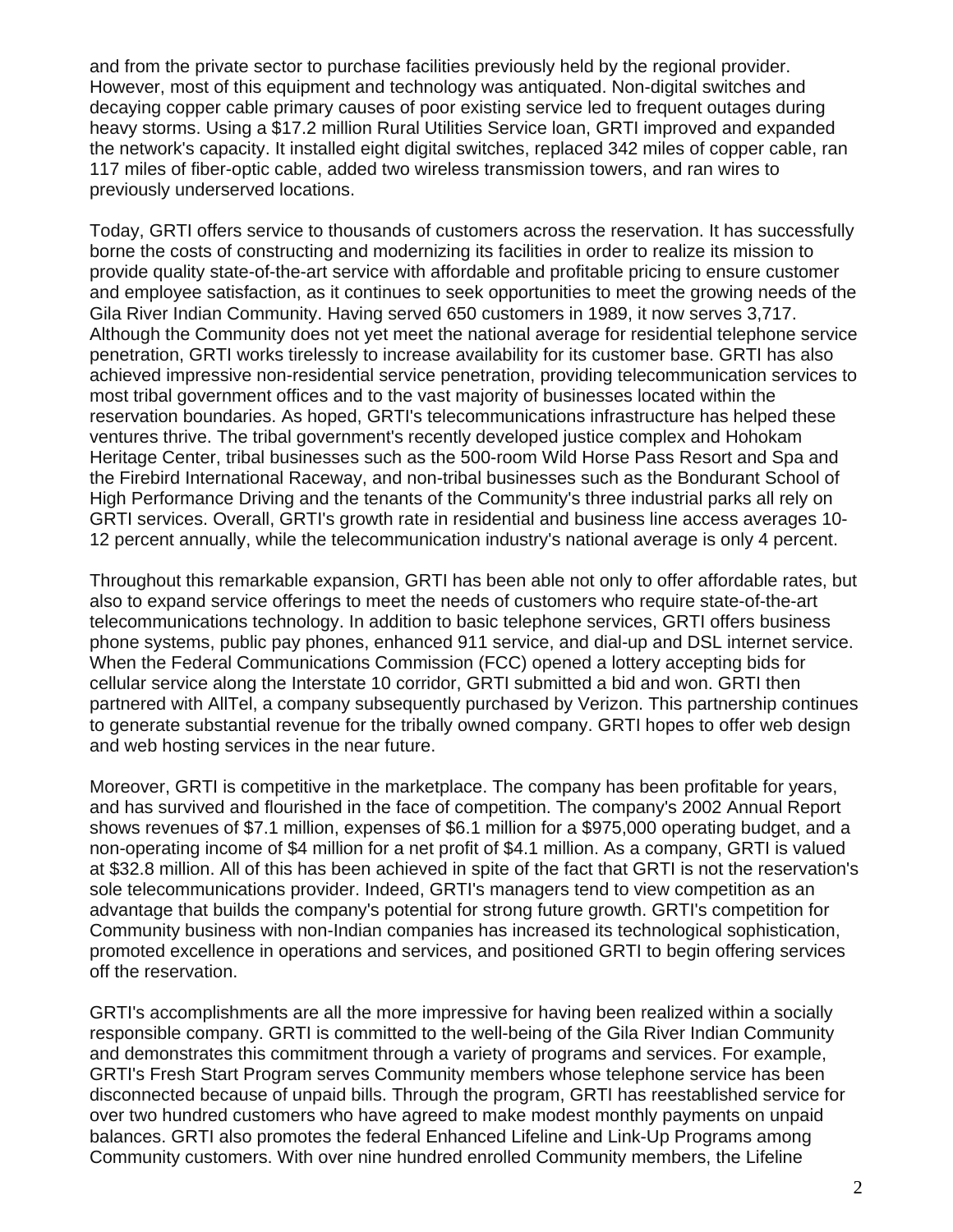and from the private sector to purchase facilities previously held by the regional provider. However, most of this equipment and technology was antiquated. Non-digital switches and decaying copper cable primary causes of poor existing service led to frequent outages during heavy storms. Using a $17.2 million Rural Utilities Service loan, GRTI improved and expanded the network's capacity. It installed eight digital switches, replaced 342 miles of copper cable, ran 117 miles of fiber-optic cable, added two wireless transmission towers, and ran wires to previously underserved locations.

Today, GRTI offers service to thousands of customers across the reservation. It has successfully borne the costs of constructing and modernizing its facilities in order to realize its mission to provide quality state-of-the-art service with affordable and profitable pricing to ensure customer and employee satisfaction, as it continues to seek opportunities to meet the growing needs of the Gila River Indian Community. Having served 650 customers in 1989, it now serves 3,717. Although the Community does not yet meet the national average for residential telephone service penetration, GRTI works tirelessly to increase availability for its customer base. GRTI has also achieved impressive non-residential service penetration, providing telecommunication services to most tribal government offices and to the vast majority of businesses located within the reservation boundaries. As hoped, GRTI's telecommunications infrastructure has helped these ventures thrive. The tribal government's recently developed justice complex and Hohokam Heritage Center, tribal businesses such as the 500-room Wild Horse Pass Resort and Spa and the Firebird International Raceway, and non-tribal businesses such as the Bondurant School of High Performance Driving and the tenants of the Community's three industrial parks all rely on GRTI services. Overall, GRTI's growth rate in residential and business line access averages 10-12 percent annually, while the telecommunication industry's national average is only 4 percent.

Throughout this remarkable expansion, GRTI has been able not only to offer affordable rates, but also to expand service offerings to meet the needs of customers who require state-of-the-art telecommunications technology. In addition to basic telephone services, GRTI offers business phone systems, public pay phones, enhanced 911 service, and dial-up and DSL internet service. When the Federal Communications Commission (FCC) opened a lottery accepting bids for cellular service along the Interstate 10 corridor, GRTI submitted a bid and won. GRTI then partnered with AllTel, a company subsequently purchased by Verizon. This partnership continues to generate substantial revenue for the tribally owned company. GRTI hopes to offer web design and web hosting services in the near future.

Moreover, GRTI is competitive in the marketplace. The company has been profitable for years, and has survived and flourished in the face of competition. The company's 2002 Annual Report shows revenues of $7.1 million, expenses of $6.1 million for a $975,000 operating budget, and a non-operating income of $4 million for a net profit of $4.1 million. As a company, GRTI is valued at $32.8 million. All of this has been achieved in spite of the fact that GRTI is not the reservation's sole telecommunications provider. Indeed, GRTI's managers tend to view competition as an advantage that builds the company's potential for strong future growth. GRTI's competition for Community business with non-Indian companies has increased its technological sophistication, promoted excellence in operations and services, and positioned GRTI to begin offering services off the reservation.

GRTI's accomplishments are all the more impressive for having been realized within a socially responsible company. GRTI is committed to the well-being of the Gila River Indian Community and demonstrates this commitment through a variety of programs and services. For example, GRTI's Fresh Start Program serves Community members whose telephone service has been disconnected because of unpaid bills. Through the program, GRTI has reestablished service for over two hundred customers who have agreed to make modest monthly payments on unpaid balances. GRTI also promotes the federal Enhanced Lifeline and Link-Up Programs among Community customers. With over nine hundred enrolled Community members, the Lifeline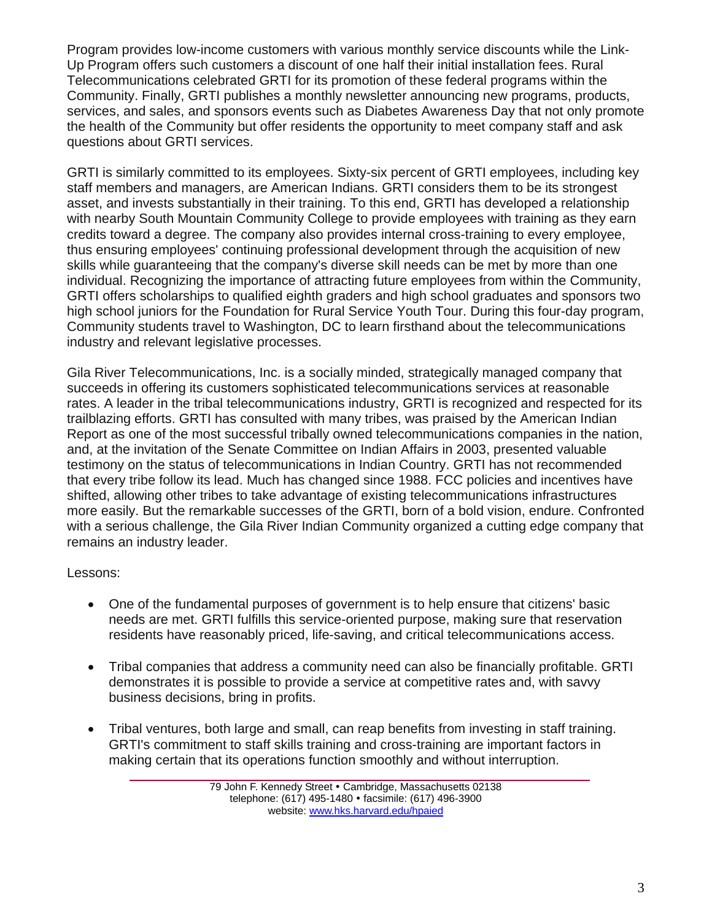Program provides low-income customers with various monthly service discounts while the Link-Up Program offers such customers a discount of one half their initial installation fees. Rural Telecommunications celebrated GRTI for its promotion of these federal programs within the Community. Finally, GRTI publishes a monthly newsletter announcing new programs, products, services, and sales, and sponsors events such as Diabetes Awareness Day that not only promote the health of the Community but offer residents the opportunity to meet company staff and ask questions about GRTI services.

GRTI is similarly committed to its employees. Sixty-six percent of GRTI employees, including key staff members and managers, are American Indians. GRTI considers them to be its strongest asset, and invests substantially in their training. To this end, GRTI has developed a relationship with nearby South Mountain Community College to provide employees with training as they earn credits toward a degree. The company also provides internal cross-training to every employee, thus ensuring employees' continuing professional development through the acquisition of new skills while guaranteeing that the company's diverse skill needs can be met by more than one individual. Recognizing the importance of attracting future employees from within the Community, GRTI offers scholarships to qualified eighth graders and high school graduates and sponsors two high school juniors for the Foundation for Rural Service Youth Tour. During this four-day program, Community students travel to Washington, DC to learn firsthand about the telecommunications industry and relevant legislative processes.

Gila River Telecommunications, Inc. is a socially minded, strategically managed company that succeeds in offering its customers sophisticated telecommunications services at reasonable rates. A leader in the tribal telecommunications industry, GRTI is recognized and respected for its trailblazing efforts. GRTI has consulted with many tribes, was praised by the American Indian Report as one of the most successful tribally owned telecommunications companies in the nation, and, at the invitation of the Senate Committee on Indian Affairs in 2003, presented valuable testimony on the status of telecommunications in Indian Country. GRTI has not recommended that every tribe follow its lead. Much has changed since 1988. FCC policies and incentives have shifted, allowing other tribes to take advantage of existing telecommunications infrastructures more easily. But the remarkable successes of the GRTI, born of a bold vision, endure. Confronted with a serious challenge, the Gila River Indian Community organized a cutting edge company that remains an industry leader.

Lessons:

- One of the fundamental purposes of government is to help ensure that citizens' basic needs are met. GRTI fulfills this service-oriented purpose, making sure that reservation residents have reasonably priced, life-saving, and critical telecommunications access.
- Tribal companies that address a community need can also be financially profitable. GRTI demonstrates it is possible to provide a service at competitive rates and, with savvy business decisions, bring in profits.
- Tribal ventures, both large and small, can reap benefits from investing in staff training. GRTI's commitment to staff skills training and cross-training are important factors in making certain that its operations function smoothly and without interruption.